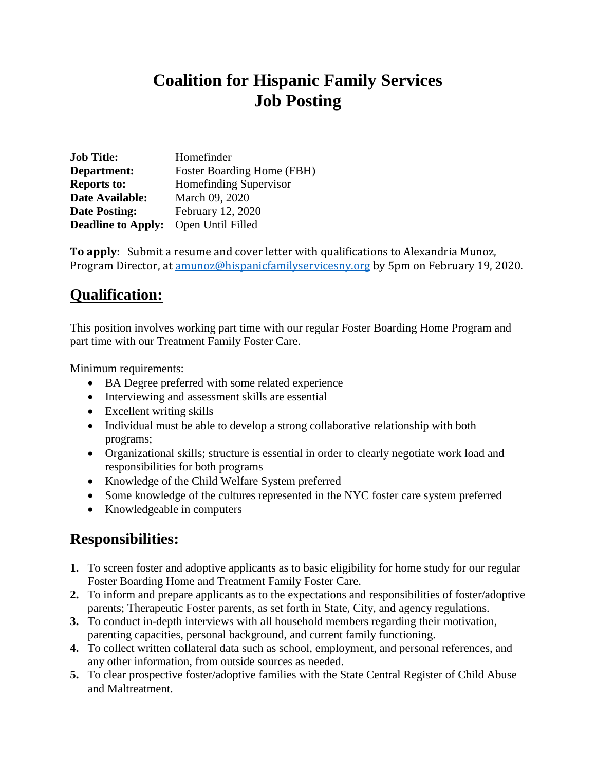# Coalition for Hispanic Family Services
# Job Posting

**Job Title:** Homefinder
**Department:** Foster Boarding Home (FBH)
**Reports to:** Homefinding Supervisor
**Date Available:** March 09, 2020
**Date Posting:** February 12, 2020
**Deadline to Apply:** Open Until Filled

**To apply**: Submit a resume and cover letter with qualifications to Alexandria Munoz, Program Director, at amunoz@hispanicfamilyservicesny.org by 5pm on February 19, 2020.

## Qualification:

This position involves working part time with our regular Foster Boarding Home Program and part time with our Treatment Family Foster Care.

Minimum requirements:

- BA Degree preferred with some related experience
- Interviewing and assessment skills are essential
- Excellent writing skills
- Individual must be able to develop a strong collaborative relationship with both programs;
- Organizational skills; structure is essential in order to clearly negotiate work load and responsibilities for both programs
- Knowledge of the Child Welfare System preferred
- Some knowledge of the cultures represented in the NYC foster care system preferred
- Knowledgeable in computers

## Responsibilities:

1. To screen foster and adoptive applicants as to basic eligibility for home study for our regular Foster Boarding Home and Treatment Family Foster Care.
2. To inform and prepare applicants as to the expectations and responsibilities of foster/adoptive parents; Therapeutic Foster parents, as set forth in State, City, and agency regulations.
3. To conduct in-depth interviews with all household members regarding their motivation, parenting capacities, personal background, and current family functioning.
4. To collect written collateral data such as school, employment, and personal references, and any other information, from outside sources as needed.
5. To clear prospective foster/adoptive families with the State Central Register of Child Abuse and Maltreatment.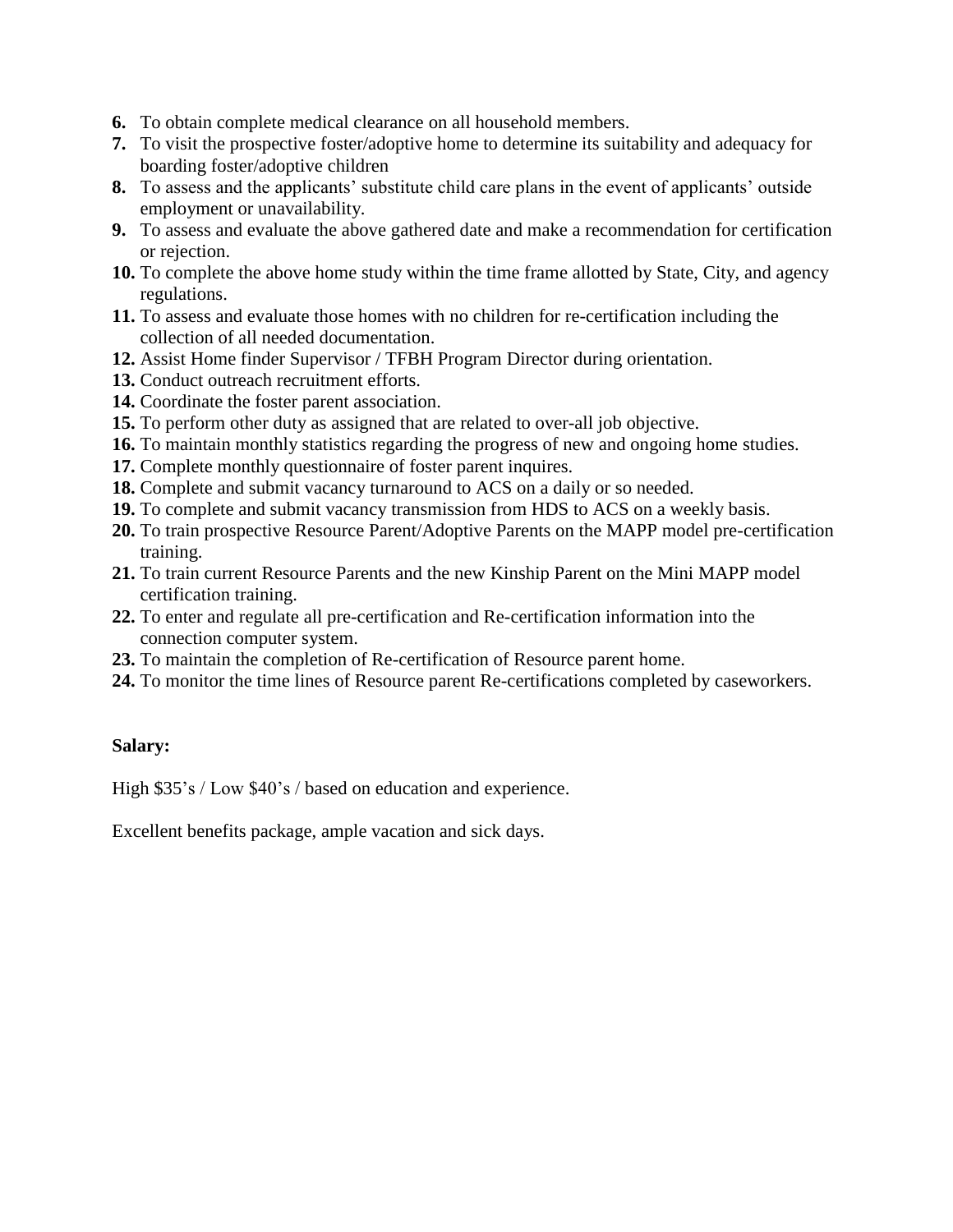6. To obtain complete medical clearance on all household members.
7. To visit the prospective foster/adoptive home to determine its suitability and adequacy for boarding foster/adoptive children
8. To assess and the applicants' substitute child care plans in the event of applicants' outside employment or unavailability.
9. To assess and evaluate the above gathered date and make a recommendation for certification or rejection.
10. To complete the above home study within the time frame allotted by State, City, and agency regulations.
11. To assess and evaluate those homes with no children for re-certification including the collection of all needed documentation.
12. Assist Home finder Supervisor / TFBH Program Director during orientation.
13. Conduct outreach recruitment efforts.
14. Coordinate the foster parent association.
15. To perform other duty as assigned that are related to over-all job objective.
16. To maintain monthly statistics regarding the progress of new and ongoing home studies.
17. Complete monthly questionnaire of foster parent inquires.
18. Complete and submit vacancy turnaround to ACS on a daily or so needed.
19. To complete and submit vacancy transmission from HDS to ACS on a weekly basis.
20. To train prospective Resource Parent/Adoptive Parents on the MAPP model pre-certification training.
21. To train current Resource Parents and the new Kinship Parent on the Mini MAPP model certification training.
22. To enter and regulate all pre-certification and Re-certification information into the connection computer system.
23. To maintain the completion of Re-certification of Resource parent home.
24. To monitor the time lines of Resource parent Re-certifications completed by caseworkers.

**Salary:**

High $35's / Low $40's / based on education and experience.

Excellent benefits package, ample vacation and sick days.